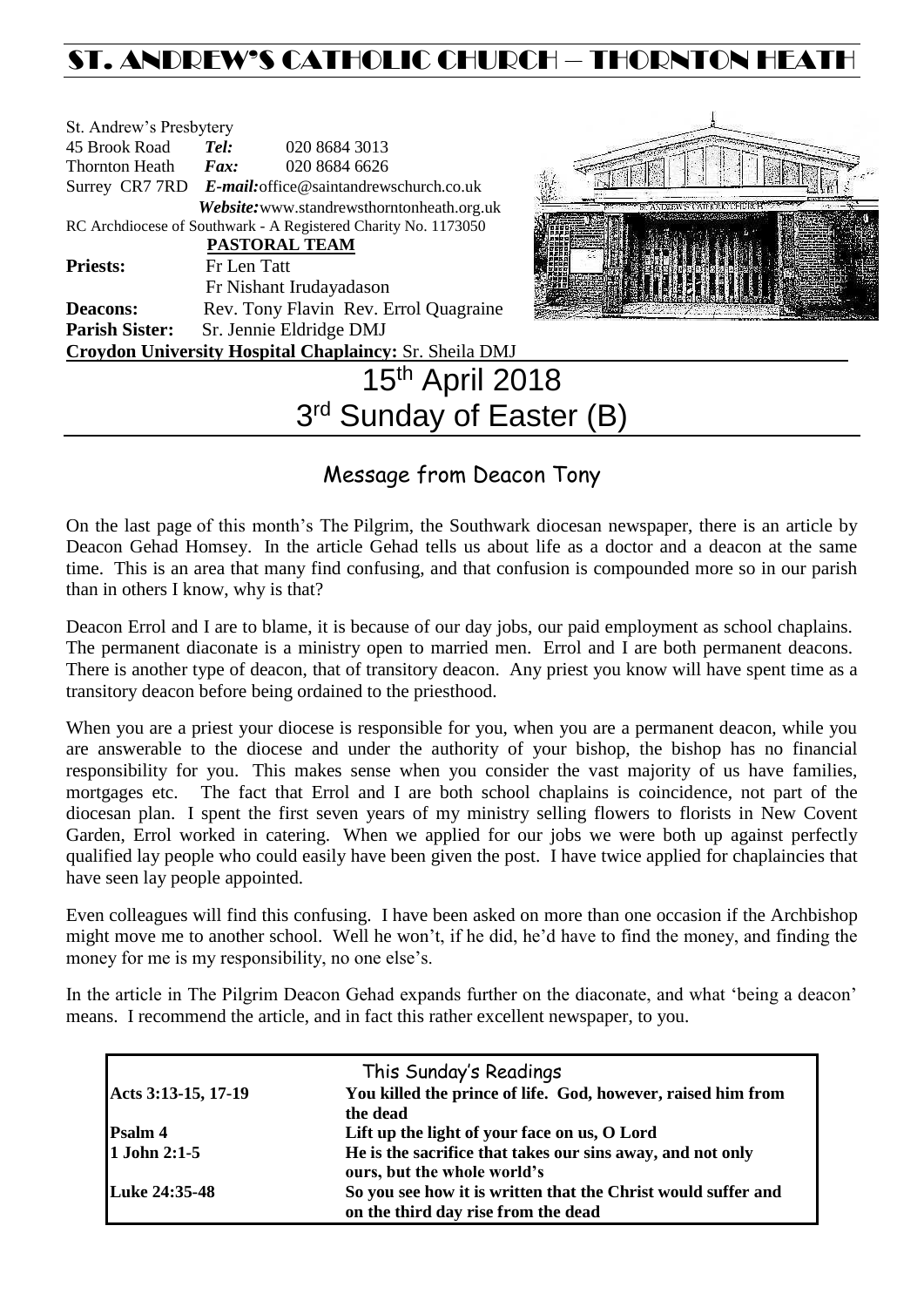# ST. ANDREW'S CATHOLIC CHURCH – THORNTON HEATH

St. Andrew's Presbytery
45 Brook Road *Tel:* 020 8684 3013
Thornton Heath *Fax:* 020 8684 6626
Surrey CR7 7RD *E-mail:* office@saintandrewschurch.co.uk
*Website:* www.standrewsthorntonheath.org.uk
RC Archdiocese of Southwark - A Registered Charity No. 1173050

**PASTORAL TEAM**

**Priests:** Fr Len Tatt
Fr Nishant Irudayadason
**Deacons:** Rev. Tony Flavin Rev. Errol Quagraine
**Parish Sister:** Sr. Jennie Eldridge DMJ
**Croydon University Hospital Chaplaincy:** Sr. Sheila DMJ

# 15th April 2018
# 3rd Sunday of Easter (B)

## Message from Deacon Tony

On the last page of this month's The Pilgrim, the Southwark diocesan newspaper, there is an article by Deacon Gehad Homsey. In the article Gehad tells us about life as a doctor and a deacon at the same time. This is an area that many find confusing, and that confusion is compounded more so in our parish than in others I know, why is that?

Deacon Errol and I are to blame, it is because of our day jobs, our paid employment as school chaplains. The permanent diaconate is a ministry open to married men. Errol and I are both permanent deacons. There is another type of deacon, that of transitory deacon. Any priest you know will have spent time as a transitory deacon before being ordained to the priesthood.

When you are a priest your diocese is responsible for you, when you are a permanent deacon, while you are answerable to the diocese and under the authority of your bishop, the bishop has no financial responsibility for you. This makes sense when you consider the vast majority of us have families, mortgages etc. The fact that Errol and I are both school chaplains is coincidence, not part of the diocesan plan. I spent the first seven years of my ministry selling flowers to florists in New Covent Garden, Errol worked in catering. When we applied for our jobs we were both up against perfectly qualified lay people who could easily have been given the post. I have twice applied for chaplaincies that have seen lay people appointed.

Even colleagues will find this confusing. I have been asked on more than one occasion if the Archbishop might move me to another school. Well he won't, if he did, he'd have to find the money, and finding the money for me is my responsibility, no one else's.

In the article in The Pilgrim Deacon Gehad expands further on the diaconate, and what 'being a deacon' means. I recommend the article, and in fact this rather excellent newspaper, to you.

| This Sunday's Readings | |
|---|---|
| **Acts 3:13-15, 17-19** | **You killed the prince of life. God, however, raised him from the dead** |
| **Psalm 4** | **Lift up the light of your face on us, O Lord** |
| **1 John 2:1-5** | **He is the sacrifice that takes our sins away, and not only ours, but the whole world's** |
| **Luke 24:35-48** | **So you see how it is written that the Christ would suffer and on the third day rise from the dead** |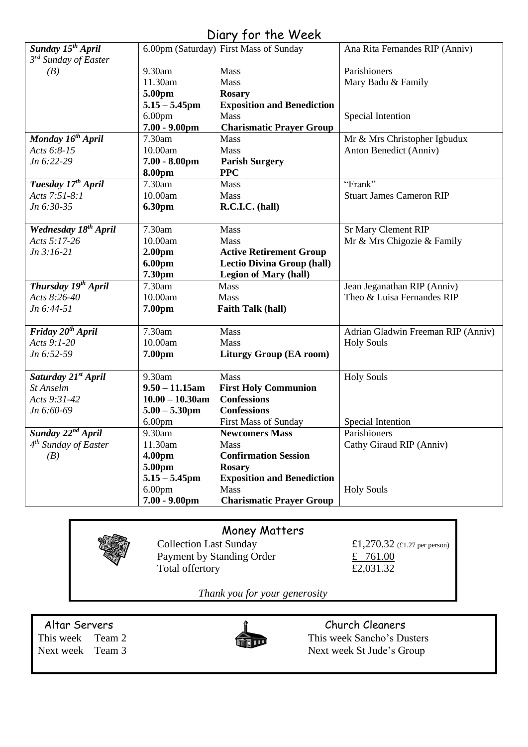# Diary for the Week

| | | | |
|---|---|---|---|
| ***Sunday 15th April*** | 6.00pm (Saturday) | First Mass of Sunday | Ana Rita Fernandes RIP (Anniv) |
| *3rd Sunday of Easter* | | | |
| *(B)* | 9.30am | Mass | Parishioners |
| | 11.30am | Mass | Mary Badu & Family |
| | **5.00pm** | **Rosary** | |
| | **5.15 – 5.45pm** | **Exposition and Benediction** | |
| | 6.00pm | Mass | Special Intention |
| | **7.00 - 9.00pm** | **Charismatic Prayer Group** | |
| ***Monday 16th April*** | 7.30am | Mass | Mr & Mrs Christopher Igbudux |
| *Acts 6:8-15* | 10.00am | Mass | Anton Benedict (Anniv) |
| *Jn 6:22-29* | **7.00 - 8.00pm** | **Parish Surgery** | |
| | **8.00pm** | **PPC** | |
| ***Tuesday 17th April*** | 7.30am | Mass | "Frank" |
| *Acts 7:51-8:1* | 10.00am | Mass | Stuart James Cameron RIP |
| *Jn 6:30-35* | **6.30pm** | **R.C.I.C. (hall)** | |
| ***Wednesday 18th April*** | 7.30am | Mass | Sr Mary Clement RIP |
| *Acts 5:17-26* | 10.00am | Mass | Mr & Mrs Chigozie & Family |
| *Jn 3:16-21* | **2.00pm** | **Active Retirement Group** | |
| | **6.00pm** | **Lectio Divina Group (hall)** | |
| | **7.30pm** | **Legion of Mary (hall)** | |
| ***Thursday 19th April*** | 7.30am | Mass | Jean Jeganathan RIP (Anniv) |
| *Acts 8:26-40* | 10.00am | Mass | Theo & Luisa Fernandes RIP |
| *Jn 6:44-51* | **7.00pm** | **Faith Talk (hall)** | |
| ***Friday 20th April*** | 7.30am | Mass | Adrian Gladwin Freeman RIP (Anniv) |
| *Acts 9:1-20* | 10.00am | Mass | Holy Souls |
| *Jn 6:52-59* | **7.00pm** | **Liturgy Group (EA room)** | |
| ***Saturday 21st April*** | 9.30am | Mass | Holy Souls |
| *St Anselm* | **9.50 – 11.15am** | **First Holy Communion** | |
| *Acts 9:31-42* | **10.00 – 10.30am** | **Confessions** | |
| *Jn 6:60-69* | **5.00 – 5.30pm** | **Confessions** | |
| | 6.00pm | First Mass of Sunday | Special Intention |
| ***Sunday 22nd April*** | 9.30am | **Newcomers Mass** | Parishioners |
| *4th Sunday of Easter* | 11.30am | Mass | Cathy Giraud RIP (Anniv) |
| *(B)* | **4.00pm** | **Confirmation Session** | |
| | **5.00pm** | **Rosary** | |
| | **5.15 – 5.45pm** | **Exposition and Benediction** | |
| | 6.00pm | Mass | Holy Souls |
| | **7.00 - 9.00pm** | **Charismatic Prayer Group** | |

## Money Matters

| | |
|---|---|
| Collection Last Sunday | £1,270.32 (£1.27 per person) |
| Payment by Standing Order | £ 761.00 |
| Total offertory | £2,031.32 |

*Thank you for your generosity*

## Altar Servers

This week Team 2
Next week Team 3

## Church Cleaners

This week Sancho's Dusters
Next week St Jude's Group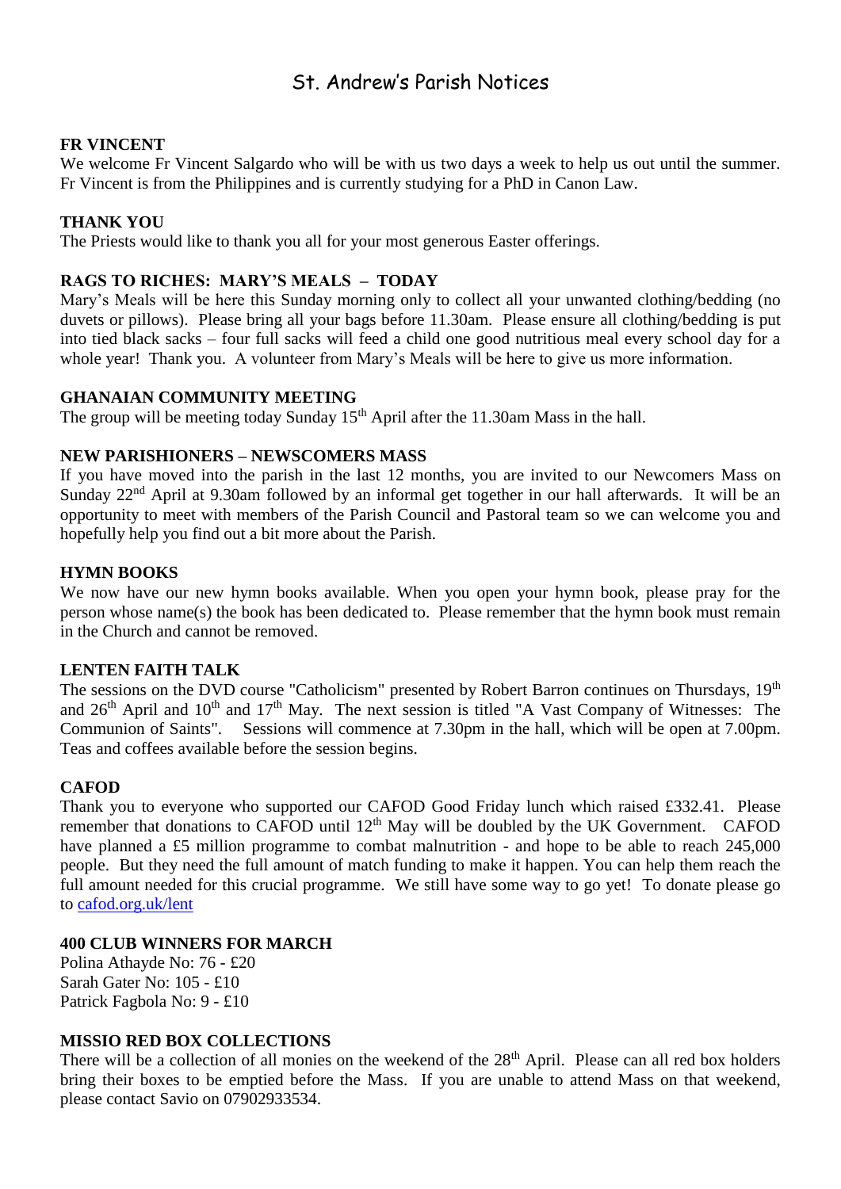# St. Andrew's Parish Notices

**FR VINCENT**

We welcome Fr Vincent Salgardo who will be with us two days a week to help us out until the summer. Fr Vincent is from the Philippines and is currently studying for a PhD in Canon Law.

**THANK YOU**

The Priests would like to thank you all for your most generous Easter offerings.

**RAGS TO RICHES: MARY'S MEALS – TODAY**

Mary's Meals will be here this Sunday morning only to collect all your unwanted clothing/bedding (no duvets or pillows). Please bring all your bags before 11.30am. Please ensure all clothing/bedding is put into tied black sacks – four full sacks will feed a child one good nutritious meal every school day for a whole year! Thank you. A volunteer from Mary's Meals will be here to give us more information.

**GHANAIAN COMMUNITY MEETING**

The group will be meeting today Sunday 15th April after the 11.30am Mass in the hall.

**NEW PARISHIONERS – NEWSCOMERS MASS**

If you have moved into the parish in the last 12 months, you are invited to our Newcomers Mass on Sunday 22nd April at 9.30am followed by an informal get together in our hall afterwards. It will be an opportunity to meet with members of the Parish Council and Pastoral team so we can welcome you and hopefully help you find out a bit more about the Parish.

**HYMN BOOKS**

We now have our new hymn books available. When you open your hymn book, please pray for the person whose name(s) the book has been dedicated to. Please remember that the hymn book must remain in the Church and cannot be removed.

**LENTEN FAITH TALK**

The sessions on the DVD course "Catholicism" presented by Robert Barron continues on Thursdays, 19th and 26th April and 10th and 17th May. The next session is titled "A Vast Company of Witnesses: The Communion of Saints". Sessions will commence at 7.30pm in the hall, which will be open at 7.00pm. Teas and coffees available before the session begins.

**CAFOD**

Thank you to everyone who supported our CAFOD Good Friday lunch which raised £332.41. Please remember that donations to CAFOD until 12th May will be doubled by the UK Government. CAFOD have planned a £5 million programme to combat malnutrition - and hope to be able to reach 245,000 people. But they need the full amount of match funding to make it happen. You can help them reach the full amount needed for this crucial programme. We still have some way to go yet! To donate please go to [cafod.org.uk/lent](cafod.org.uk/lent)

**400 CLUB WINNERS FOR MARCH**

Polina Athayde No: 76 - £20
Sarah Gater No: 105 - £10
Patrick Fagbola No: 9 - £10

**MISSIO RED BOX COLLECTIONS**

There will be a collection of all monies on the weekend of the 28th April. Please can all red box holders bring their boxes to be emptied before the Mass. If you are unable to attend Mass on that weekend, please contact Savio on 07902933534.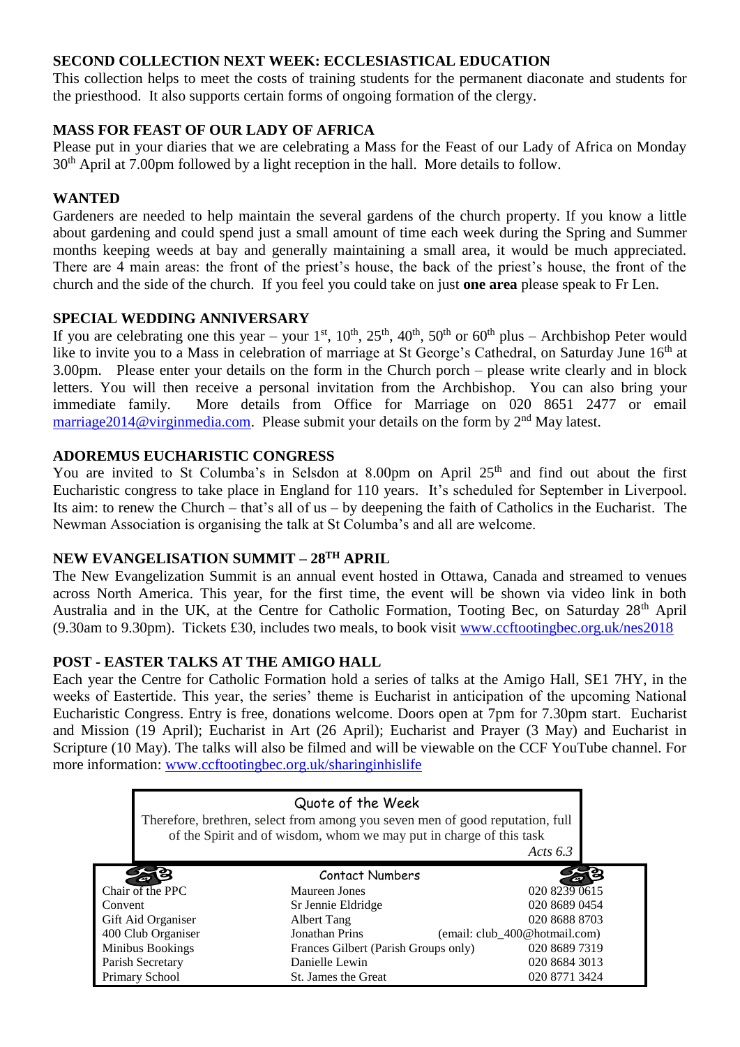## SECOND COLLECTION NEXT WEEK: ECCLESIASTICAL EDUCATION

This collection helps to meet the costs of training students for the permanent diaconate and students for the priesthood. It also supports certain forms of ongoing formation of the clergy.

## MASS FOR FEAST OF OUR LADY OF AFRICA

Please put in your diaries that we are celebrating a Mass for the Feast of our Lady of Africa on Monday 30th April at 7.00pm followed by a light reception in the hall. More details to follow.

## WANTED

Gardeners are needed to help maintain the several gardens of the church property. If you know a little about gardening and could spend just a small amount of time each week during the Spring and Summer months keeping weeds at bay and generally maintaining a small area, it would be much appreciated. There are 4 main areas: the front of the priest's house, the back of the priest's house, the front of the church and the side of the church. If you feel you could take on just **one area** please speak to Fr Len.

## SPECIAL WEDDING ANNIVERSARY

If you are celebrating one this year – your 1st, 10th, 25th, 40th, 50th or 60th plus – Archbishop Peter would like to invite you to a Mass in celebration of marriage at St George's Cathedral, on Saturday June 16th at 3.00pm. Please enter your details on the form in the Church porch – please write clearly and in block letters. You will then receive a personal invitation from the Archbishop. You can also bring your immediate family. More details from Office for Marriage on 020 8651 2477 or email marriage2014@virginmedia.com. Please submit your details on the form by 2nd May latest.

## ADOREMUS EUCHARISTIC CONGRESS

You are invited to St Columba's in Selsdon at 8.00pm on April 25th and find out about the first Eucharistic congress to take place in England for 110 years. It's scheduled for September in Liverpool. Its aim: to renew the Church – that's all of us – by deepening the faith of Catholics in the Eucharist. The Newman Association is organising the talk at St Columba's and all are welcome.

## NEW EVANGELISATION SUMMIT – 28TH APRIL

The New Evangelization Summit is an annual event hosted in Ottawa, Canada and streamed to venues across North America. This year, for the first time, the event will be shown via video link in both Australia and in the UK, at the Centre for Catholic Formation, Tooting Bec, on Saturday 28th April (9.30am to 9.30pm). Tickets £30, includes two meals, to book visit www.ccftootingbec.org.uk/nes2018

## POST - EASTER TALKS AT THE AMIGO HALL

Each year the Centre for Catholic Formation hold a series of talks at the Amigo Hall, SE1 7HY, in the weeks of Eastertide. This year, the series' theme is Eucharist in anticipation of the upcoming National Eucharistic Congress. Entry is free, donations welcome. Doors open at 7pm for 7.30pm start. Eucharist and Mission (19 April); Eucharist in Art (26 April); Eucharist and Prayer (3 May) and Eucharist in Scripture (10 May). The talks will also be filmed and will be viewable on the CCF YouTube channel. For more information: www.ccftootingbec.org.uk/sharinginhislife

### Quote of the Week

Therefore, brethren, select from among you seven men of good reputation, full of the Spirit and of wisdom, whom we may put in charge of this task

*Acts 6.3*

### Contact Numbers

| | | |
|---|---|---|
| Chair of the PPC | Maureen Jones | 020 8239 0615 |
| Convent | Sr Jennie Eldridge | 020 8689 0454 |
| Gift Aid Organiser | Albert Tang | 020 8688 8703 |
| 400 Club Organiser | Jonathan Prins | (email: club_400@hotmail.com) |
| Minibus Bookings | Frances Gilbert (Parish Groups only) | 020 8689 7319 |
| Parish Secretary | Danielle Lewin | 020 8684 3013 |
| Primary School | St. James the Great | 020 8771 3424 |